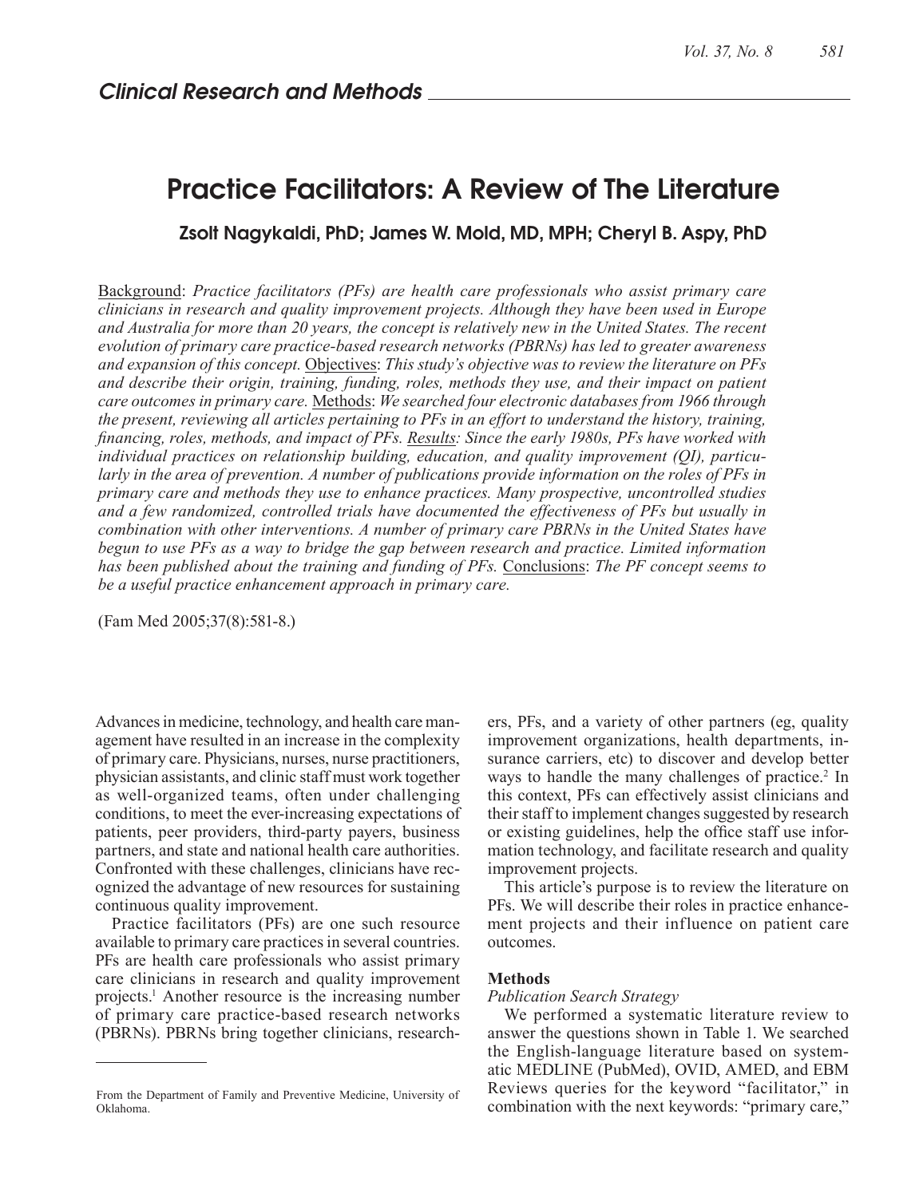## Clinical Research and Methods

# Practice Facilitators: A Review of The Literature

**Zsolt Nagykaldi, PhD; James W. Mold, MD, MPH; Cheryl B. Aspy, PhD**

Background: *Practice facilitators (PFs) are health care professionals who assist primary care clinicians in research and quality improvement projects. Although they have been used in Europe and Australia for more than 20 years, the concept is relatively new in the United States. The recent evolution of primary care practice-based research networks (PBRNs) has led to greater awareness and expansion of this concept.* Objectives: *This study's objective was to review the literature on PFs and describe their origin, training, funding, roles, methods they use, and their impact on patient care outcomes in primary care.* Methods: *We searched four electronic databases from 1966 through the present, reviewing all articles pertaining to PFs in an effort to understand the history, training, financing, roles, methods, and impact of PFs.* Results: *Since the early 1980s, PFs have worked with individual practices on relationship building, education, and quality improvement (QI), particularly in the area of prevention. A number of publications provide information on the roles of PFs in primary care and methods they use to enhance practices. Many prospective, uncontrolled studies and a few randomized, controlled trials have documented the effectiveness of PFs but usually in combination with other interventions. A number of primary care PBRNs in the United States have begun to use PFs as a way to bridge the gap between research and practice. Limited information has been published about the training and funding of PFs.* Conclusions: *The PF concept seems to be a useful practice enhancement approach in primary care.*

(Fam Med 2005;37(8):581-8.)

Advances in medicine, technology, and health care management have resulted in an increase in the complexity of primary care. Physicians, nurses, nurse practitioners, physician assistants, and clinic staff must work together as well-organized teams, often under challenging conditions, to meet the ever-increasing expectations of patients, peer providers, third-party payers, business partners, and state and national health care authorities. Confronted with these challenges, clinicians have recognized the advantage of new resources for sustaining continuous quality improvement.

Practice facilitators (PFs) are one such resource available to primary care practices in several countries. PFs are health care professionals who assist primary care clinicians in research and quality improvement projects.[1] Another resource is the increasing number of primary care practice-based research networks (PBRNs). PBRNs bring together clinicians, researchers, PFs, and a variety of other partners (eg, quality improvement organizations, health departments, insurance carriers, etc) to discover and develop better ways to handle the many challenges of practice.[2] In this context, PFs can effectively assist clinicians and their staff to implement changes suggested by research or existing guidelines, help the office staff use information technology, and facilitate research and quality improvement projects.

This article's purpose is to review the literature on PFs. We will describe their roles in practice enhancement projects and their influence on patient care outcomes.

### Methods

*Publication Search Strategy*

We performed a systematic literature review to answer the questions shown in Table 1. We searched the English-language literature based on systematic MEDLINE (PubMed), OVID, AMED, and EBM Reviews queries for the keyword "facilitator," in combination with the next keywords: "primary care,"

From the Department of Family and Preventive Medicine, University of Oklahoma.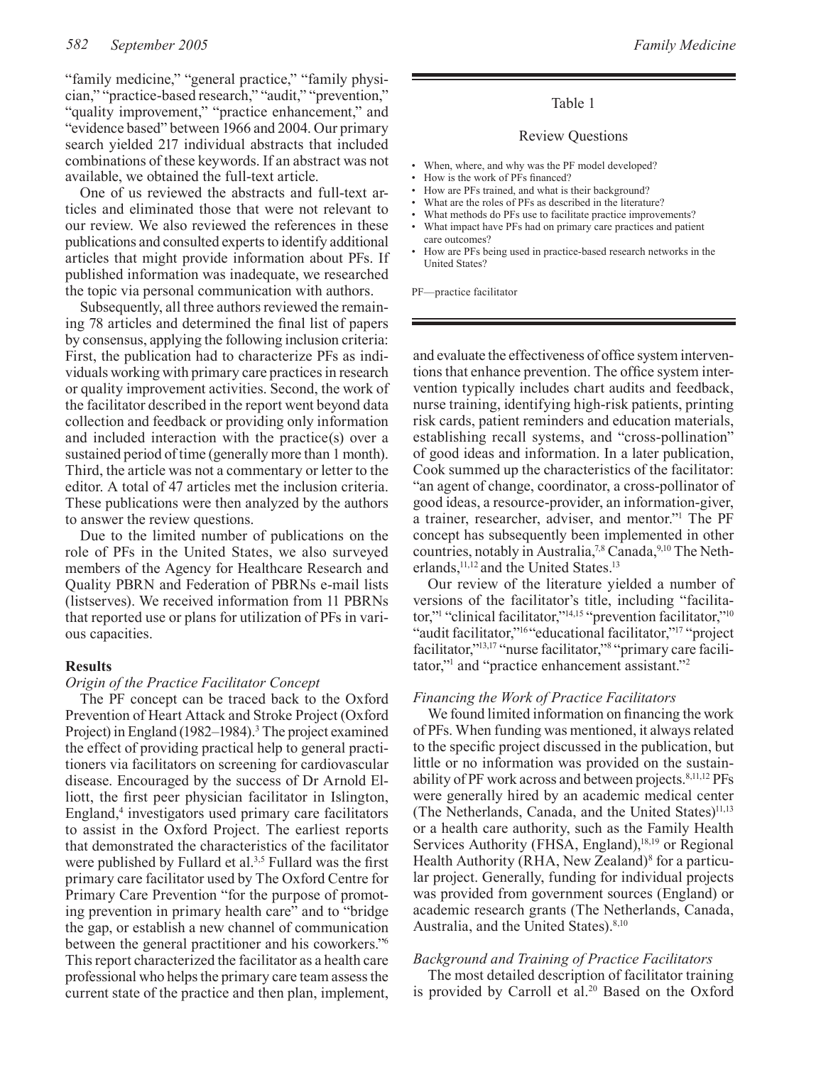"family medicine," "general practice," "family physician," "practice-based research," "audit," "prevention," "quality improvement," "practice enhancement," and "evidence based" between 1966 and 2004. Our primary search yielded 217 individual abstracts that included combinations of these keywords. If an abstract was not available, we obtained the full-text article.

One of us reviewed the abstracts and full-text articles and eliminated those that were not relevant to our review. We also reviewed the references in these publications and consulted experts to identify additional articles that might provide information about PFs. If published information was inadequate, we researched the topic via personal communication with authors.

Subsequently, all three authors reviewed the remaining 78 articles and determined the final list of papers by consensus, applying the following inclusion criteria: First, the publication had to characterize PFs as individuals working with primary care practices in research or quality improvement activities. Second, the work of the facilitator described in the report went beyond data collection and feedback or providing only information and included interaction with the practice(s) over a sustained period of time (generally more than 1 month). Third, the article was not a commentary or letter to the editor. A total of 47 articles met the inclusion criteria. These publications were then analyzed by the authors to answer the review questions.

Due to the limited number of publications on the role of PFs in the United States, we also surveyed members of the Agency for Healthcare Research and Quality PBRN and Federation of PBRNs e-mail lists (listserves). We received information from 11 PBRNs that reported use or plans for utilization of PFs in various capacities.

Table 1

Review Questions

- When, where, and why was the PF model developed?
- How is the work of PFs financed?
- How are PFs trained, and what is their background?
- What are the roles of PFs as described in the literature?
- What methods do PFs use to facilitate practice improvements?
- What impact have PFs had on primary care practices and patient care outcomes?
- How are PFs being used in practice-based research networks in the United States?

PF—practice facilitator

## Results

### *Origin of the Practice Facilitator Concept*

The PF concept can be traced back to the Oxford Prevention of Heart Attack and Stroke Project (Oxford Project) in England (1982–1984).[3] The project examined the effect of providing practical help to general practitioners via facilitators on screening for cardiovascular disease. Encouraged by the success of Dr Arnold Elliott, the first peer physician facilitator in Islington, England,[4] investigators used primary care facilitators to assist in the Oxford Project. The earliest reports that demonstrated the characteristics of the facilitator were published by Fullard et al.[3,5] Fullard was the first primary care facilitator used by The Oxford Centre for Primary Care Prevention "for the purpose of promoting prevention in primary health care" and to "bridge the gap, or establish a new channel of communication between the general practitioner and his coworkers."[6] This report characterized the facilitator as a health care professional who helps the primary care team assess the current state of the practice and then plan, implement, and evaluate the effectiveness of office system interventions that enhance prevention. The office system intervention typically includes chart audits and feedback, nurse training, identifying high-risk patients, printing risk cards, patient reminders and education materials, establishing recall systems, and "cross-pollination" of good ideas and information. In a later publication, Cook summed up the characteristics of the facilitator: "an agent of change, coordinator, a cross-pollinator of good ideas, a resource-provider, an information-giver, a trainer, researcher, adviser, and mentor."[1] The PF concept has subsequently been implemented in other countries, notably in Australia,[7,8] Canada,[9,10] The Netherlands,[11,12] and the United States.[13]

Our review of the literature yielded a number of versions of the facilitator's title, including "facilitator,"[1] "clinical facilitator,"[14,15] "prevention facilitator,"[10] "audit facilitator,"[16] "educational facilitator,"[17] "project facilitator,"[13,17] "nurse facilitator,"[8] "primary care facilitator,"[1] and "practice enhancement assistant."[2]

### *Financing the Work of Practice Facilitators*

We found limited information on financing the work of PFs. When funding was mentioned, it always related to the specific project discussed in the publication, but little or no information was provided on the sustainability of PF work across and between projects.[8,11,12] PFs were generally hired by an academic medical center (The Netherlands, Canada, and the United States)[11,13] or a health care authority, such as the Family Health Services Authority (FHSA, England),[18,19] or Regional Health Authority (RHA, New Zealand)[8] for a particular project. Generally, funding for individual projects was provided from government sources (England) or academic research grants (The Netherlands, Canada, Australia, and the United States).[8,10]

### *Background and Training of Practice Facilitators*

The most detailed description of facilitator training is provided by Carroll et al.[20] Based on the Oxford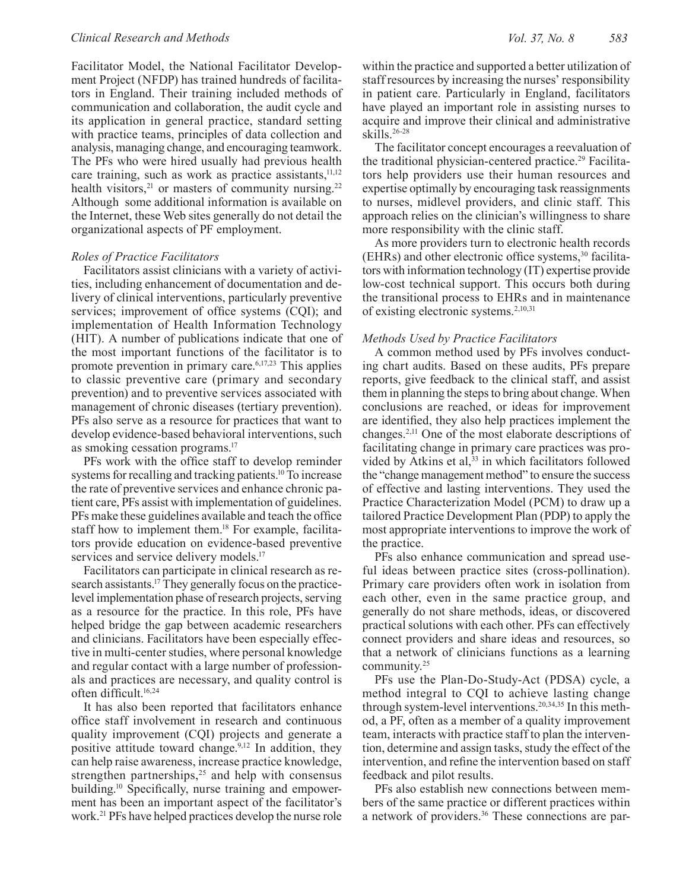Facilitator Model, the National Facilitator Development Project (NFDP) has trained hundreds of facilitators in England. Their training included methods of communication and collaboration, the audit cycle and its application in general practice, standard setting with practice teams, principles of data collection and analysis, managing change, and encouraging teamwork. The PFs who were hired usually had previous health care training, such as work as practice assistants,[11,12] health visitors,[21] or masters of community nursing.[22] Although some additional information is available on the Internet, these Web sites generally do not detail the organizational aspects of PF employment.

### *Roles of Practice Facilitators*

Facilitators assist clinicians with a variety of activities, including enhancement of documentation and delivery of clinical interventions, particularly preventive services; improvement of office systems (CQI); and implementation of Health Information Technology (HIT). A number of publications indicate that one of the most important functions of the facilitator is to promote prevention in primary care.[6,17,23] This applies to classic preventive care (primary and secondary prevention) and to preventive services associated with management of chronic diseases (tertiary prevention). PFs also serve as a resource for practices that want to develop evidence-based behavioral interventions, such as smoking cessation programs.[17]

PFs work with the office staff to develop reminder systems for recalling and tracking patients.[10] To increase the rate of preventive services and enhance chronic patient care, PFs assist with implementation of guidelines. PFs make these guidelines available and teach the office staff how to implement them.[18] For example, facilitators provide education on evidence-based preventive services and service delivery models.[17]

Facilitators can participate in clinical research as research assistants.[17] They generally focus on the practice-level implementation phase of research projects, serving as a resource for the practice. In this role, PFs have helped bridge the gap between academic researchers and clinicians. Facilitators have been especially effective in multi-center studies, where personal knowledge and regular contact with a large number of professionals and practices are necessary, and quality control is often difficult.[16,24]

It has also been reported that facilitators enhance office staff involvement in research and continuous quality improvement (CQI) projects and generate a positive attitude toward change.[9,12] In addition, they can help raise awareness, increase practice knowledge, strengthen partnerships,[25] and help with consensus building.[10] Specifically, nurse training and empowerment has been an important aspect of the facilitator's work.[21] PFs have helped practices develop the nurse role within the practice and supported a better utilization of staff resources by increasing the nurses' responsibility in patient care. Particularly in England, facilitators have played an important role in assisting nurses to acquire and improve their clinical and administrative skills.[26-28]

The facilitator concept encourages a reevaluation of the traditional physician-centered practice.[29] Facilitators help providers use their human resources and expertise optimally by encouraging task reassignments to nurses, midlevel providers, and clinic staff. This approach relies on the clinician's willingness to share more responsibility with the clinic staff.

As more providers turn to electronic health records (EHRs) and other electronic office systems,[30] facilitators with information technology (IT) expertise provide low-cost technical support. This occurs both during the transitional process to EHRs and in maintenance of existing electronic systems.[2,10,31]

### *Methods Used by Practice Facilitators*

A common method used by PFs involves conducting chart audits. Based on these audits, PFs prepare reports, give feedback to the clinical staff, and assist them in planning the steps to bring about change. When conclusions are reached, or ideas for improvement are identified, they also help practices implement the changes.[2,11] One of the most elaborate descriptions of facilitating change in primary care practices was provided by Atkins et al,[33] in which facilitators followed the "change management method" to ensure the success of effective and lasting interventions. They used the Practice Characterization Model (PCM) to draw up a tailored Practice Development Plan (PDP) to apply the most appropriate interventions to improve the work of the practice.

PFs also enhance communication and spread useful ideas between practice sites (cross-pollination). Primary care providers often work in isolation from each other, even in the same practice group, and generally do not share methods, ideas, or discovered practical solutions with each other. PFs can effectively connect providers and share ideas and resources, so that a network of clinicians functions as a learning community.[25]

PFs use the Plan-Do-Study-Act (PDSA) cycle, a method integral to CQI to achieve lasting change through system-level interventions.[20,34,35] In this method, a PF, often as a member of a quality improvement team, interacts with practice staff to plan the intervention, determine and assign tasks, study the effect of the intervention, and refine the intervention based on staff feedback and pilot results.

PFs also establish new connections between members of the same practice or different practices within a network of providers.[36] These connections are par-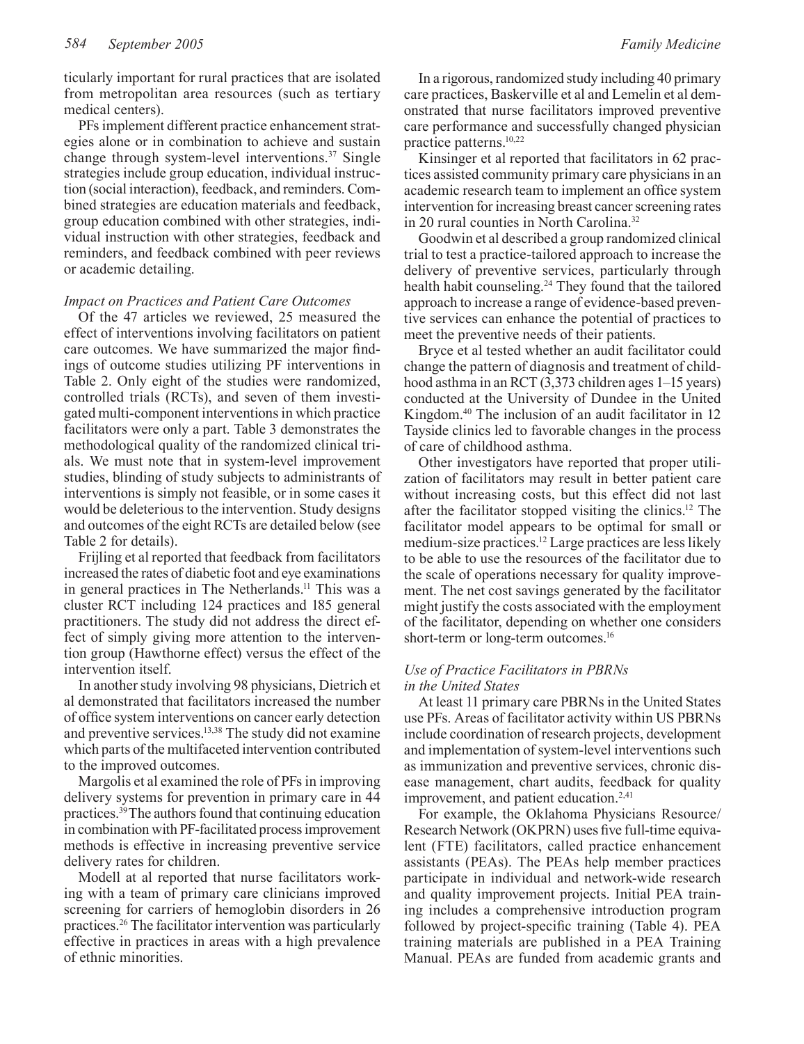ticularly important for rural practices that are isolated from metropolitan area resources (such as tertiary medical centers).

PFs implement different practice enhancement strategies alone or in combination to achieve and sustain change through system-level interventions.[37] Single strategies include group education, individual instruction (social interaction), feedback, and reminders. Combined strategies are education materials and feedback, group education combined with other strategies, individual instruction with other strategies, feedback and reminders, and feedback combined with peer reviews or academic detailing.

### *Impact on Practices and Patient Care Outcomes*

Of the 47 articles we reviewed, 25 measured the effect of interventions involving facilitators on patient care outcomes. We have summarized the major findings of outcome studies utilizing PF interventions in Table 2. Only eight of the studies were randomized, controlled trials (RCTs), and seven of them investigated multi-component interventions in which practice facilitators were only a part. Table 3 demonstrates the methodological quality of the randomized clinical trials. We must note that in system-level improvement studies, blinding of study subjects to administrants of interventions is simply not feasible, or in some cases it would be deleterious to the intervention. Study designs and outcomes of the eight RCTs are detailed below (see Table 2 for details).

Frijling et al reported that feedback from facilitators increased the rates of diabetic foot and eye examinations in general practices in The Netherlands.[11] This was a cluster RCT including 124 practices and 185 general practitioners. The study did not address the direct effect of simply giving more attention to the intervention group (Hawthorne effect) versus the effect of the intervention itself.

In another study involving 98 physicians, Dietrich et al demonstrated that facilitators increased the number of office system interventions on cancer early detection and preventive services.[13,38] The study did not examine which parts of the multifaceted intervention contributed to the improved outcomes.

Margolis et al examined the role of PFs in improving delivery systems for prevention in primary care in 44 practices.[39] The authors found that continuing education in combination with PF-facilitated process improvement methods is effective in increasing preventive service delivery rates for children.

Modell at al reported that nurse facilitators working with a team of primary care clinicians improved screening for carriers of hemoglobin disorders in 26 practices.[26] The facilitator intervention was particularly effective in practices in areas with a high prevalence of ethnic minorities.

In a rigorous, randomized study including 40 primary care practices, Baskerville et al and Lemelin et al demonstrated that nurse facilitators improved preventive care performance and successfully changed physician practice patterns.[10,22]

Kinsinger et al reported that facilitators in 62 practices assisted community primary care physicians in an academic research team to implement an office system intervention for increasing breast cancer screening rates in 20 rural counties in North Carolina.[32]

Goodwin et al described a group randomized clinical trial to test a practice-tailored approach to increase the delivery of preventive services, particularly through health habit counseling.[24] They found that the tailored approach to increase a range of evidence-based preventive services can enhance the potential of practices to meet the preventive needs of their patients.

Bryce et al tested whether an audit facilitator could change the pattern of diagnosis and treatment of childhood asthma in an RCT (3,373 children ages 1–15 years) conducted at the University of Dundee in the United Kingdom.[40] The inclusion of an audit facilitator in 12 Tayside clinics led to favorable changes in the process of care of childhood asthma.

Other investigators have reported that proper utilization of facilitators may result in better patient care without increasing costs, but this effect did not last after the facilitator stopped visiting the clinics.[12] The facilitator model appears to be optimal for small or medium-size practices.[12] Large practices are less likely to be able to use the resources of the facilitator due to the scale of operations necessary for quality improvement. The net cost savings generated by the facilitator might justify the costs associated with the employment of the facilitator, depending on whether one considers short-term or long-term outcomes.[16]

### *Use of Practice Facilitators in PBRNs in the United States*

At least 11 primary care PBRNs in the United States use PFs. Areas of facilitator activity within US PBRNs include coordination of research projects, development and implementation of system-level interventions such as immunization and preventive services, chronic disease management, chart audits, feedback for quality improvement, and patient education.[2,41]

For example, the Oklahoma Physicians Resource/Research Network (OKPRN) uses five full-time equivalent (FTE) facilitators, called practice enhancement assistants (PEAs). The PEAs help member practices participate in individual and network-wide research and quality improvement projects. Initial PEA training includes a comprehensive introduction program followed by project-specific training (Table 4). PEA training materials are published in a PEA Training Manual. PEAs are funded from academic grants and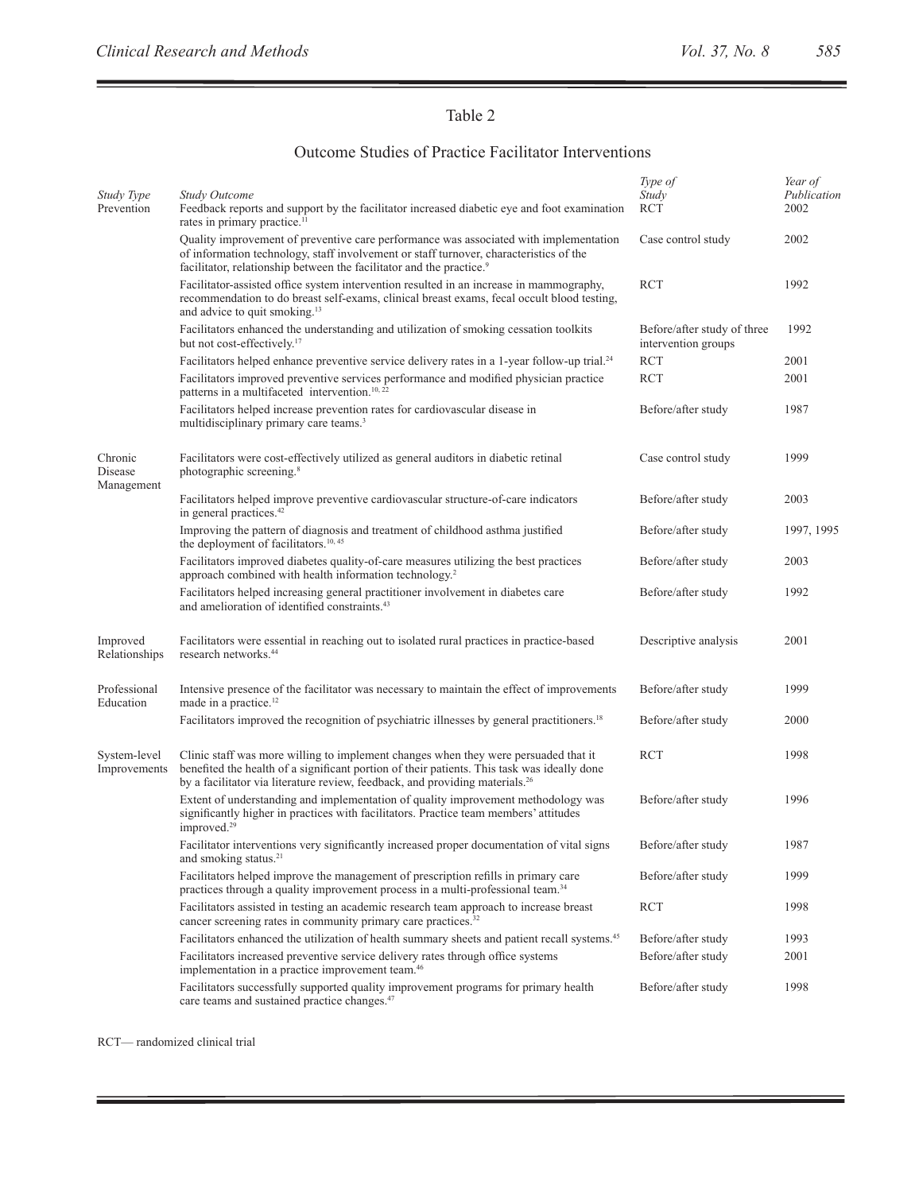## Table 2

### Outcome Studies of Practice Facilitator Interventions

| *Study Type* | *Study Outcome* | *Type of Study* | *Year of Publication* |
|---|---|---|---|
| Prevention | Feedback reports and support by the facilitator increased diabetic eye and foot examination rates in primary practice.[11] | RCT | 2002 |
| | Quality improvement of preventive care performance was associated with implementation of information technology, staff involvement or staff turnover, characteristics of the facilitator, relationship between the facilitator and the practice.[9] | Case control study | 2002 |
| | Facilitator-assisted office system intervention resulted in an increase in mammography, recommendation to do breast self-exams, clinical breast exams, fecal occult blood testing, and advice to quit smoking.[13] | RCT | 1992 |
| | Facilitators enhanced the understanding and utilization of smoking cessation toolkits but not cost-effectively.[17] | Before/after study of three intervention groups | 1992 |
| | Facilitators helped enhance preventive service delivery rates in a 1-year follow-up trial.[24] | RCT | 2001 |
| | Facilitators improved preventive services performance and modified physician practice patterns in a multifaceted intervention.[10, 22] | RCT | 2001 |
| | Facilitators helped increase prevention rates for cardiovascular disease in multidisciplinary primary care teams.[3] | Before/after study | 1987 |
| Chronic Disease Management | Facilitators were cost-effectively utilized as general auditors in diabetic retinal photographic screening.[8] | Case control study | 1999 |
| | Facilitators helped improve preventive cardiovascular structure-of-care indicators in general practices.[42] | Before/after study | 2003 |
| | Improving the pattern of diagnosis and treatment of childhood asthma justified the deployment of facilitators.[10, 45] | Before/after study | 1997, 1995 |
| | Facilitators improved diabetes quality-of-care measures utilizing the best practices approach combined with health information technology.[2] | Before/after study | 2003 |
| | Facilitators helped increasing general practitioner involvement in diabetes care and amelioration of identified constraints.[43] | Before/after study | 1992 |
| Improved Relationships | Facilitators were essential in reaching out to isolated rural practices in practice-based research networks.[44] | Descriptive analysis | 2001 |
| Professional Education | Intensive presence of the facilitator was necessary to maintain the effect of improvements made in a practice.[12] | Before/after study | 1999 |
| | Facilitators improved the recognition of psychiatric illnesses by general practitioners.[18] | Before/after study | 2000 |
| System-level Improvements | Clinic staff was more willing to implement changes when they were persuaded that it benefited the health of a significant portion of their patients. This task was ideally done by a facilitator via literature review, feedback, and providing materials.[26] | RCT | 1998 |
| | Extent of understanding and implementation of quality improvement methodology was significantly higher in practices with facilitators. Practice team members' attitudes improved.[29] | Before/after study | 1996 |
| | Facilitator interventions very significantly increased proper documentation of vital signs and smoking status.[21] | Before/after study | 1987 |
| | Facilitators helped improve the management of prescription refills in primary care practices through a quality improvement process in a multi-professional team.[34] | Before/after study | 1999 |
| | Facilitators assisted in testing an academic research team approach to increase breast cancer screening rates in community primary care practices.[32] | RCT | 1998 |
| | Facilitators enhanced the utilization of health summary sheets and patient recall systems.[45] | Before/after study | 1993 |
| | Facilitators increased preventive service delivery rates through office systems implementation in a practice improvement team.[46] | Before/after study | 2001 |
| | Facilitators successfully supported quality improvement programs for primary health care teams and sustained practice changes.[47] | Before/after study | 1998 |

RCT— randomized clinical trial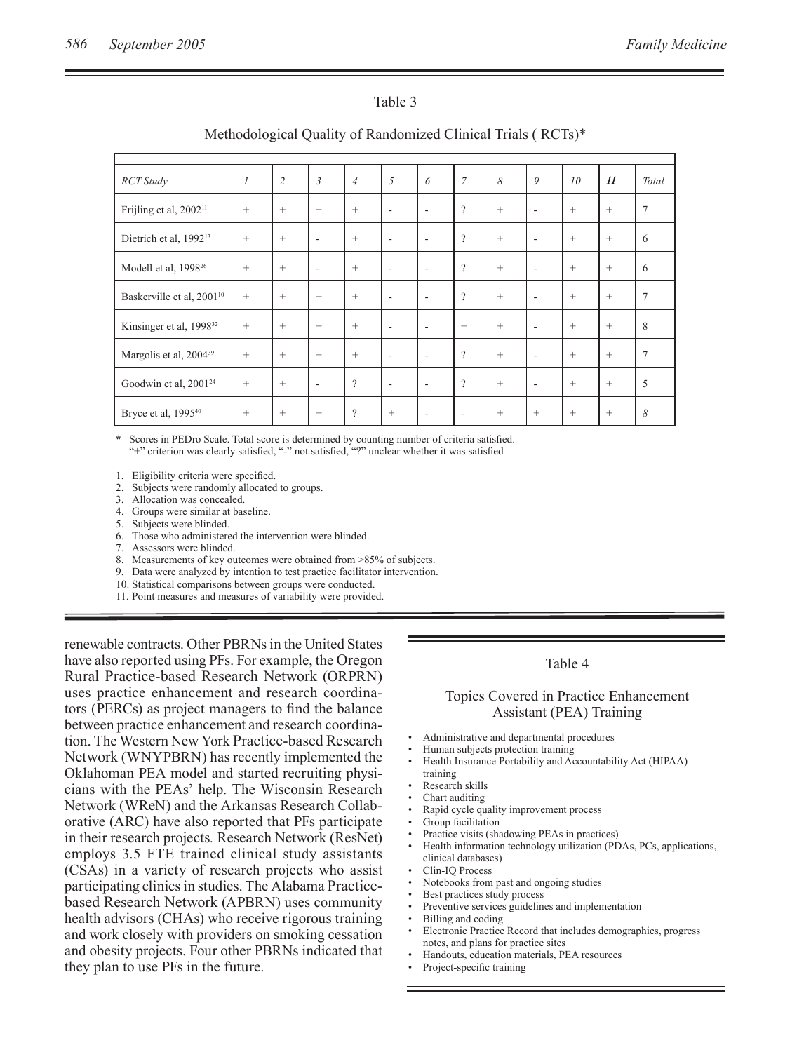## Table 3

### Methodological Quality of Randomized Clinical Trials ( RCTs)*

| *RCT Study* | *1* | *2* | *3* | *4* | *5* | *6* | *7* | *8* | *9* | *10* | ***11*** | *Total* |
|---|---|---|---|---|---|---|---|---|---|---|---|---|
| Frijling et al, 2002[11] | + | + | + | + | - | - | ? | + | - | + | + | 7 |
| Dietrich et al, 1992[13] | + | + | - | + | - | - | ? | + | - | + | + | 6 |
| Modell et al, 1998[26] | + | + | - | + | - | - | ? | + | - | + | + | 6 |
| Baskerville et al, 2001[10] | + | + | + | + | - | - | ? | + | - | + | + | 7 |
| Kinsinger et al, 1998[32] | + | + | + | + | - | - | + | + | - | + | + | 8 |
| Margolis et al, 2004[39] | + | + | + | + | - | - | ? | + | - | + | + | 7 |
| Goodwin et al, 2001[24] | + | + | - | ? | - | - | ? | + | - | + | + | 5 |
| Bryce et al, 1995[40] | + | + | + | ? | + | - | - | + | + | + | + | *8* |

\* Scores in PEDro Scale. Total score is determined by counting number of criteria satisfied.
"+" criterion was clearly satisfied, "-" not satisfied, "?" unclear whether it was satisfied

1. Eligibility criteria were specified.
2. Subjects were randomly allocated to groups.
3. Allocation was concealed.
4. Groups were similar at baseline.
5. Subjects were blinded.
6. Those who administered the intervention were blinded.
7. Assessors were blinded.
8. Measurements of key outcomes were obtained from >85% of subjects.
9. Data were analyzed by intention to test practice facilitator intervention.
10. Statistical comparisons between groups were conducted.
11. Point measures and measures of variability were provided.

renewable contracts. Other PBRNs in the United States have also reported using PFs. For example, the Oregon Rural Practice-based Research Network (ORPRN) uses practice enhancement and research coordinators (PERCs) as project managers to find the balance between practice enhancement and research coordination. The Western New York Practice-based Research Network (WNYPBRN) has recently implemented the Oklahoman PEA model and started recruiting physicians with the PEAs' help. The Wisconsin Research Network (WReN) and the Arkansas Research Collaborative (ARC) have also reported that PFs participate in their research projects. Research Network (ResNet) employs 3.5 FTE trained clinical study assistants (CSAs) in a variety of research projects who assist participating clinics in studies. The Alabama Practice-based Research Network (APBRN) uses community health advisors (CHAs) who receive rigorous training and work closely with providers on smoking cessation and obesity projects. Four other PBRNs indicated that they plan to use PFs in the future.

## Table 4

### Topics Covered in Practice Enhancement Assistant (PEA) Training

- Administrative and departmental procedures
- Human subjects protection training
- Health Insurance Portability and Accountability Act (HIPAA) training
- Research skills
- Chart auditing
- Rapid cycle quality improvement process
- Group facilitation
- Practice visits (shadowing PEAs in practices)
- Health information technology utilization (PDAs, PCs, applications, clinical databases)
- Clin-IQ Process
- Notebooks from past and ongoing studies
- Best practices study process
- Preventive services guidelines and implementation
- Billing and coding
- Electronic Practice Record that includes demographics, progress notes, and plans for practice sites
- Handouts, education materials, PEA resources
- Project-specific training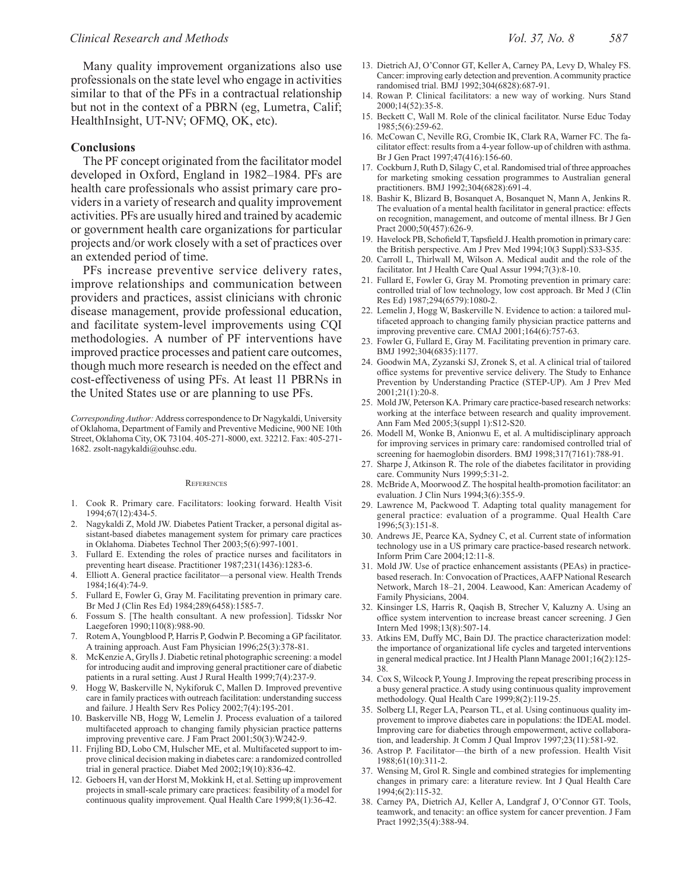Many quality improvement organizations also use professionals on the state level who engage in activities similar to that of the PFs in a contractual relationship but not in the context of a PBRN (eg, Lumetra, Calif; HealthInsight, UT-NV; OFMQ, OK, etc).

## Conclusions

The PF concept originated from the facilitator model developed in Oxford, England in 1982–1984. PFs are health care professionals who assist primary care providers in a variety of research and quality improvement activities. PFs are usually hired and trained by academic or government health care organizations for particular projects and/or work closely with a set of practices over an extended period of time.

PFs increase preventive service delivery rates, improve relationships and communication between providers and practices, assist clinicians with chronic disease management, provide professional education, and facilitate system-level improvements using CQI methodologies. A number of PF interventions have improved practice processes and patient care outcomes, though much more research is needed on the effect and cost-effectiveness of using PFs. At least 11 PBRNs in the United States use or are planning to use PFs.

*Corresponding Author:* Address correspondence to Dr Nagykaldi, University of Oklahoma, Department of Family and Preventive Medicine, 900 NE 10th Street, Oklahoma City, OK 73104. 405-271-8000, ext. 32212. Fax: 405-271-1682. zsolt-nagykaldi@ouhsc.edu.

## References

1. Cook R. Primary care. Facilitators: looking forward. Health Visit 1994;67(12):434-5.
2. Nagykaldi Z, Mold JW. Diabetes Patient Tracker, a personal digital assistant-based diabetes management system for primary care practices in Oklahoma. Diabetes Technol Ther 2003;5(6):997-1001.
3. Fullard E. Extending the roles of practice nurses and facilitators in preventing heart disease. Practitioner 1987;231(1436):1283-6.
4. Elliott A. General practice facilitator—a personal view. Health Trends 1984;16(4):74-9.
5. Fullard E, Fowler G, Gray M. Facilitating prevention in primary care. Br Med J (Clin Res Ed) 1984;289(6458):1585-7.
6. Fossum S. [The health consultant. A new profession]. Tidsskr Nor Laegeforen 1990;110(8):988-90.
7. Rotem A, Youngblood P, Harris P, Godwin P. Becoming a GP facilitator. A training approach. Aust Fam Physician 1996;25(3):378-81.
8. McKenzie A, Grylls J. Diabetic retinal photographic screening: a model for introducing audit and improving general practitioner care of diabetic patients in a rural setting. Aust J Rural Health 1999;7(4):237-9.
9. Hogg W, Baskerville N, Nykiforuk C, Mallen D. Improved preventive care in family practices with outreach facilitation: understanding success and failure. J Health Serv Res Policy 2002;7(4):195-201.
10. Baskerville NB, Hogg W, Lemelin J. Process evaluation of a tailored multifaceted approach to changing family physician practice patterns improving preventive care. J Fam Pract 2001;50(3):W242-9.
11. Frijling BD, Lobo CM, Hulscher ME, et al. Multifaceted support to improve clinical decision making in diabetes care: a randomized controlled trial in general practice. Diabet Med 2002;19(10):836-42.
12. Geboers H, van der Horst M, Mokkink H, et al. Setting up improvement projects in small-scale primary care practices: feasibility of a model for continuous quality improvement. Qual Health Care 1999;8(1):36-42.
13. Dietrich AJ, O'Connor GT, Keller A, Carney PA, Levy D, Whaley FS. Cancer: improving early detection and prevention. A community practice randomised trial. BMJ 1992;304(6828):687-91.
14. Rowan P. Clinical facilitators: a new way of working. Nurs Stand 2000;14(52):35-8.
15. Beckett C, Wall M. Role of the clinical facilitator. Nurse Educ Today 1985;5(6):259-62.
16. McCowan C, Neville RG, Crombie IK, Clark RA, Warner FC. The facilitator effect: results from a 4-year follow-up of children with asthma. Br J Gen Pract 1997;47(416):156-60.
17. Cockburn J, Ruth D, Silagy C, et al. Randomised trial of three approaches for marketing smoking cessation programmes to Australian general practitioners. BMJ 1992;304(6828):691-4.
18. Bashir K, Blizard B, Bosanquet A, Bosanquet N, Mann A, Jenkins R. The evaluation of a mental health facilitator in general practice: effects on recognition, management, and outcome of mental illness. Br J Gen Pract 2000;50(457):626-9.
19. Havelock PB, Schofield T, Tapsfield J. Health promotion in primary care: the British perspective. Am J Prev Med 1994;10(3 Suppl):S33-S35.
20. Carroll L, Thirlwall M, Wilson A. Medical audit and the role of the facilitator. Int J Health Care Qual Assur 1994;7(3):8-10.
21. Fullard E, Fowler G, Gray M. Promoting prevention in primary care: controlled trial of low technology, low cost approach. Br Med J (Clin Res Ed) 1987;294(6579):1080-2.
22. Lemelin J, Hogg W, Baskerville N. Evidence to action: a tailored multifaceted approach to changing family physician practice patterns and improving preventive care. CMAJ 2001;164(6):757-63.
23. Fowler G, Fullard E, Gray M. Facilitating prevention in primary care. BMJ 1992;304(6835):1177.
24. Goodwin MA, Zyzanski SJ, Zronek S, et al. A clinical trial of tailored office systems for preventive service delivery. The Study to Enhance Prevention by Understanding Practice (STEP-UP). Am J Prev Med 2001;21(1):20-8.
25. Mold JW, Peterson KA. Primary care practice-based research networks: working at the interface between research and quality improvement. Ann Fam Med 2005;3(suppl 1):S12-S20.
26. Modell M, Wonke B, Anionwu E, et al. A multidisciplinary approach for improving services in primary care: randomised controlled trial of screening for haemoglobin disorders. BMJ 1998;317(7161):788-91.
27. Sharpe J, Atkinson R. The role of the diabetes facilitator in providing care. Community Nurs 1999;5:31-2.
28. McBride A, Moorwood Z. The hospital health-promotion facilitator: an evaluation. J Clin Nurs 1994;3(6):355-9.
29. Lawrence M, Packwood T. Adapting total quality management for general practice: evaluation of a programme. Qual Health Care 1996;5(3):151-8.
30. Andrews JE, Pearce KA, Sydney C, et al. Current state of information technology use in a US primary care practice-based research network. Inform Prim Care 2004;12:11-8.
31. Mold JW. Use of practice enhancement assistants (PEAs) in practice-based reserach. In: Convocation of Practices, AAFP National Research Network, March 18–21, 2004. Leawood, Kan: American Academy of Family Physicians, 2004.
32. Kinsinger LS, Harris R, Qaqish B, Strecher V, Kaluzny A. Using an office system intervention to increase breast cancer screening. J Gen Intern Med 1998;13(8):507-14.
33. Atkins EM, Duffy MC, Bain DJ. The practice characterization model: the importance of organizational life cycles and targeted interventions in general medical practice. Int J Health Plann Manage 2001;16(2):125-38.
34. Cox S, Wilcock P, Young J. Improving the repeat prescribing process in a busy general practice. A study using continuous quality improvement methodology. Qual Health Care 1999;8(2):119-25.
35. Solberg LI, Reger LA, Pearson TL, et al. Using continuous quality improvement to improve diabetes care in populations: the IDEAL model. Improving care for diabetics through empowerment, active collaboration, and leadership. Jt Comm J Qual Improv 1997;23(11):581-92.
36. Astrop P. Facilitator—the birth of a new profession. Health Visit 1988;61(10):311-2.
37. Wensing M, Grol R. Single and combined strategies for implementing changes in primary care: a literature review. Int J Qual Health Care 1994;6(2):115-32.
38. Carney PA, Dietrich AJ, Keller A, Landgraf J, O'Connor GT. Tools, teamwork, and tenacity: an office system for cancer prevention. J Fam Pract 1992;35(4):388-94.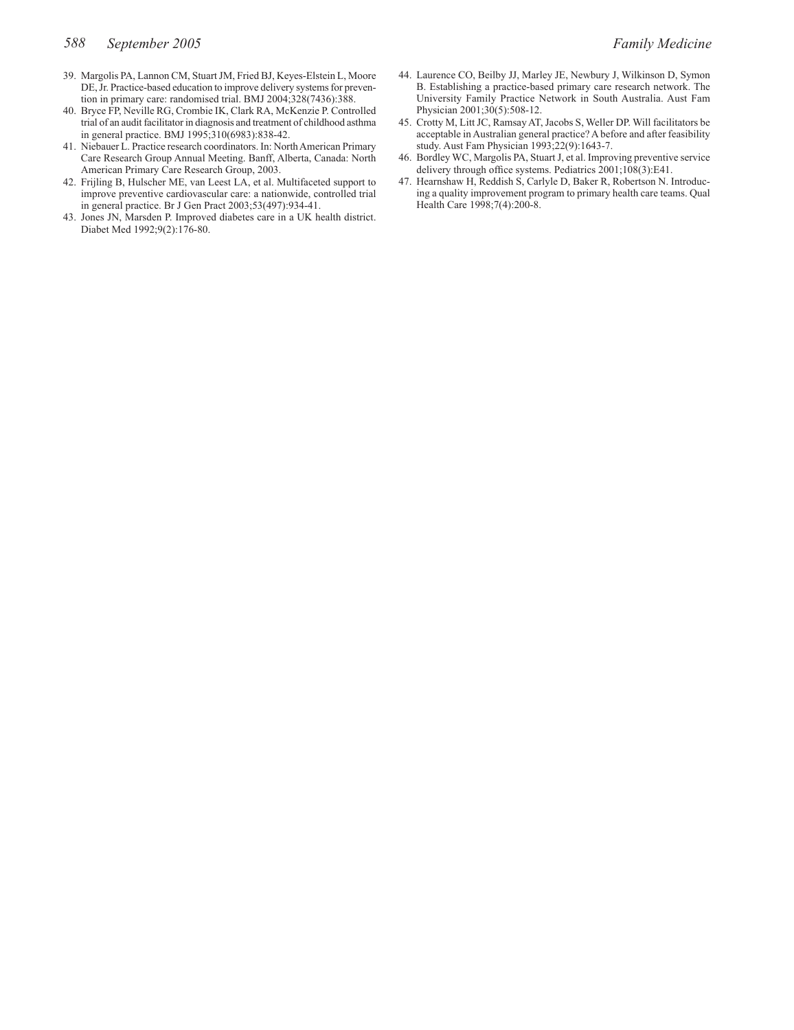39. Margolis PA, Lannon CM, Stuart JM, Fried BJ, Keyes-Elstein L, Moore DE, Jr. Practice-based education to improve delivery systems for prevention in primary care: randomised trial. BMJ 2004;328(7436):388.
40. Bryce FP, Neville RG, Crombie IK, Clark RA, McKenzie P. Controlled trial of an audit facilitator in diagnosis and treatment of childhood asthma in general practice. BMJ 1995;310(6983):838-42.
41. Niebauer L. Practice research coordinators. In: North American Primary Care Research Group Annual Meeting. Banff, Alberta, Canada: North American Primary Care Research Group, 2003.
42. Frijling B, Hulscher ME, van Leest LA, et al. Multifaceted support to improve preventive cardiovascular care: a nationwide, controlled trial in general practice. Br J Gen Pract 2003;53(497):934-41.
43. Jones JN, Marsden P. Improved diabetes care in a UK health district. Diabet Med 1992;9(2):176-80.
44. Laurence CO, Beilby JJ, Marley JE, Newbury J, Wilkinson D, Symon B. Establishing a practice-based primary care research network. The University Family Practice Network in South Australia. Aust Fam Physician 2001;30(5):508-12.
45. Crotty M, Litt JC, Ramsay AT, Jacobs S, Weller DP. Will facilitators be acceptable in Australian general practice? A before and after feasibility study. Aust Fam Physician 1993;22(9):1643-7.
46. Bordley WC, Margolis PA, Stuart J, et al. Improving preventive service delivery through office systems. Pediatrics 2001;108(3):E41.
47. Hearnshaw H, Reddish S, Carlyle D, Baker R, Robertson N. Introducing a quality improvement program to primary health care teams. Qual Health Care 1998;7(4):200-8.